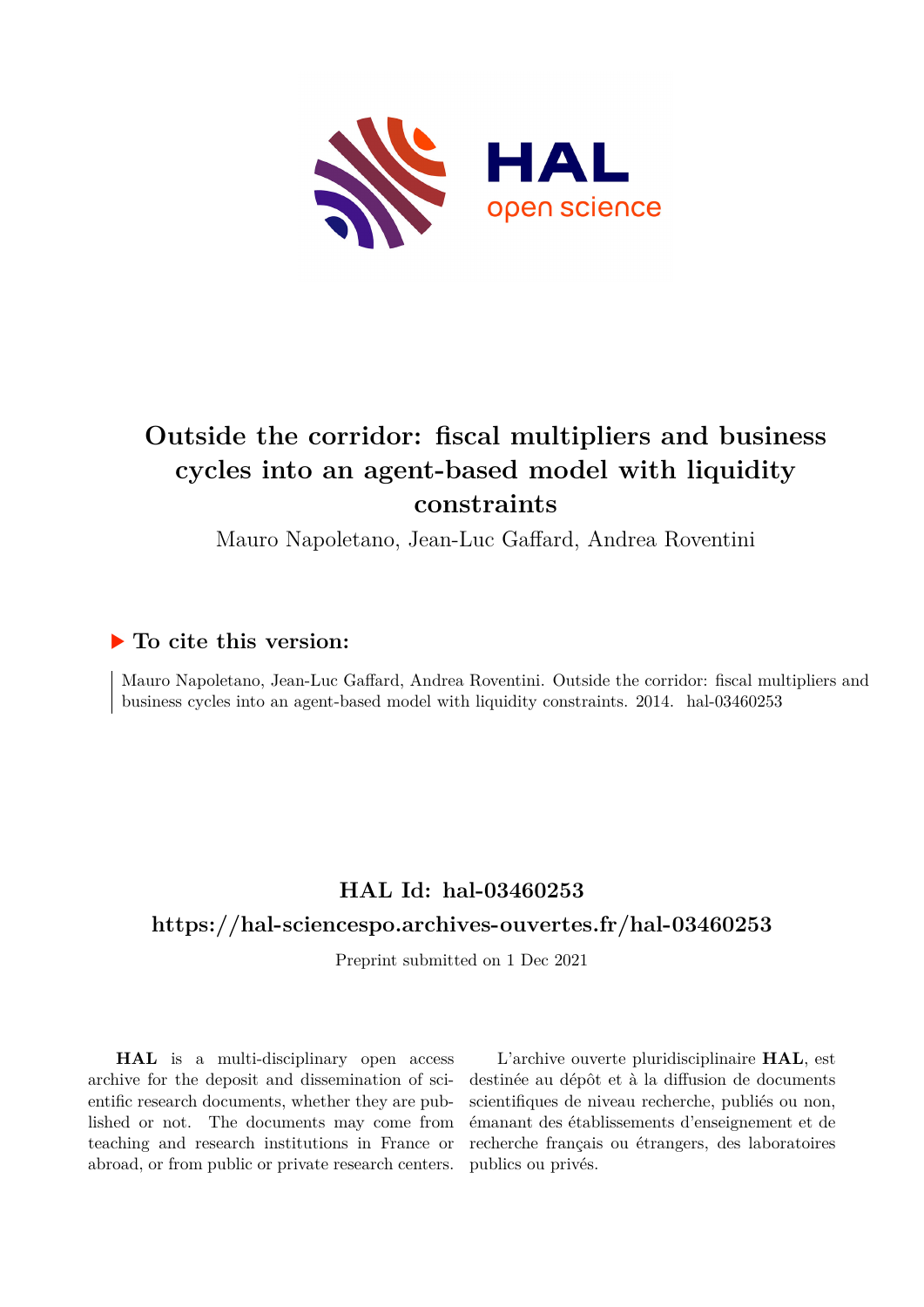# Outside the corridor: fiscal multipliers and business cycles into an agent-based model with liquidity constraints

Mauro Napoletano, Jean-Luc Gaffard, Andrea Roventini

## ▶ To cite this version:

Mauro Napoletano, Jean-Luc Gaffard, Andrea Roventini. Outside the corridor: fiscal multipliers and business cycles into an agent-based model with liquidity constraints. 2014. hal-03460253

## HAL Id: hal-03460253

## https://hal-sciencespo.archives-ouvertes.fr/hal-03460253

Preprint submitted on 1 Dec 2021

**HAL** is a multi-disciplinary open access archive for the deposit and dissemination of scientific research documents, whether they are published or not. The documents may come from teaching and research institutions in France or abroad, or from public or private research centers.

L'archive ouverte pluridisciplinaire **HAL**, est destinée au dépôt et à la diffusion de documents scientifiques de niveau recherche, publiés ou non, émanant des établissements d'enseignement et de recherche français ou étrangers, des laboratoires publics ou privés.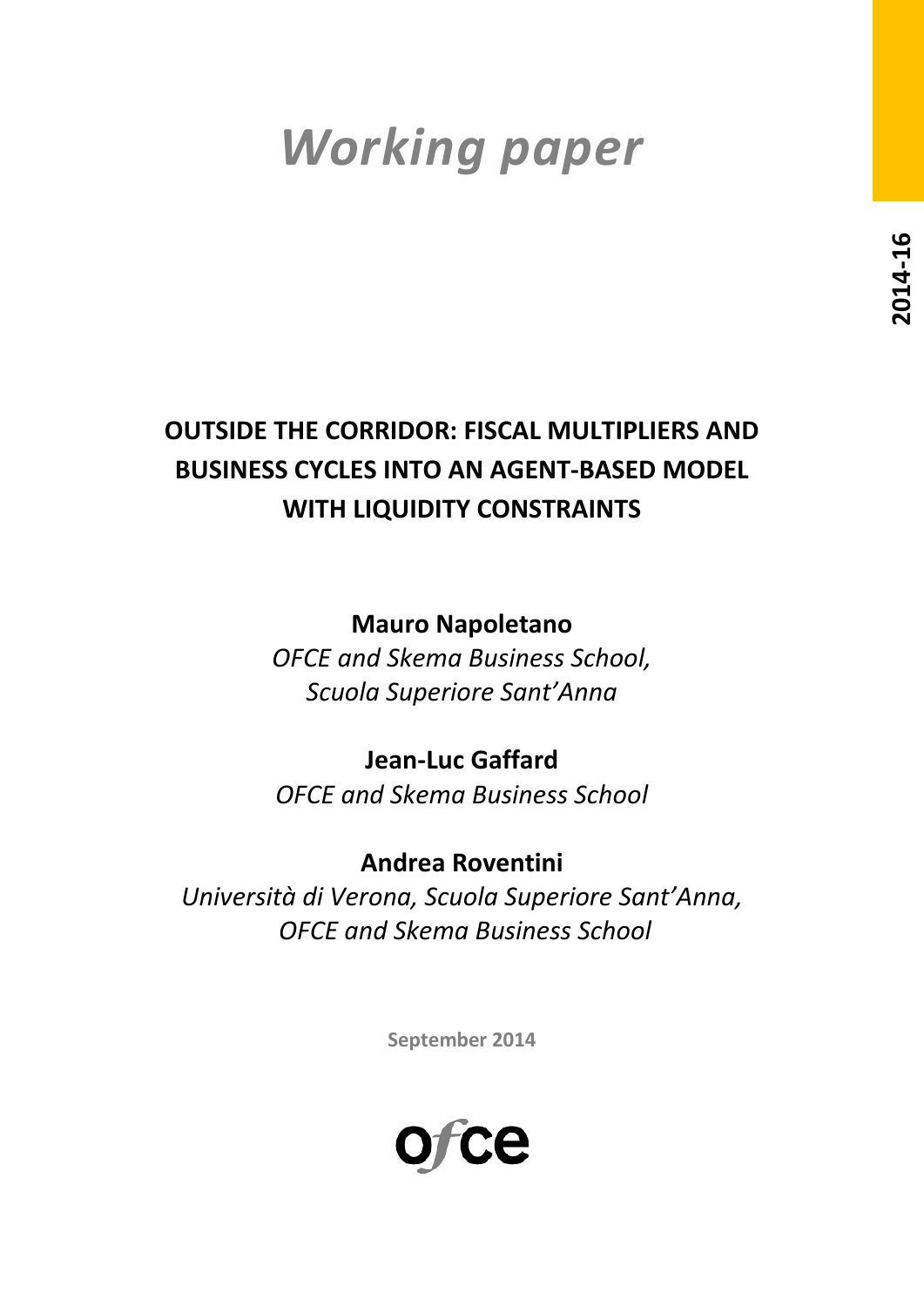# Working paper

2014-16

**OUTSIDE THE CORRIDOR: FISCAL MULTIPLIERS AND BUSINESS CYCLES INTO AN AGENT-BASED MODEL WITH LIQUIDITY CONSTRAINTS**

**Mauro Napoletano**
*OFCE and Skema Business School, Scuola Superiore Sant'Anna*

**Jean-Luc Gaffard**
*OFCE and Skema Business School*

**Andrea Roventini**
*Università di Verona, Scuola Superiore Sant'Anna, OFCE and Skema Business School*

September 2014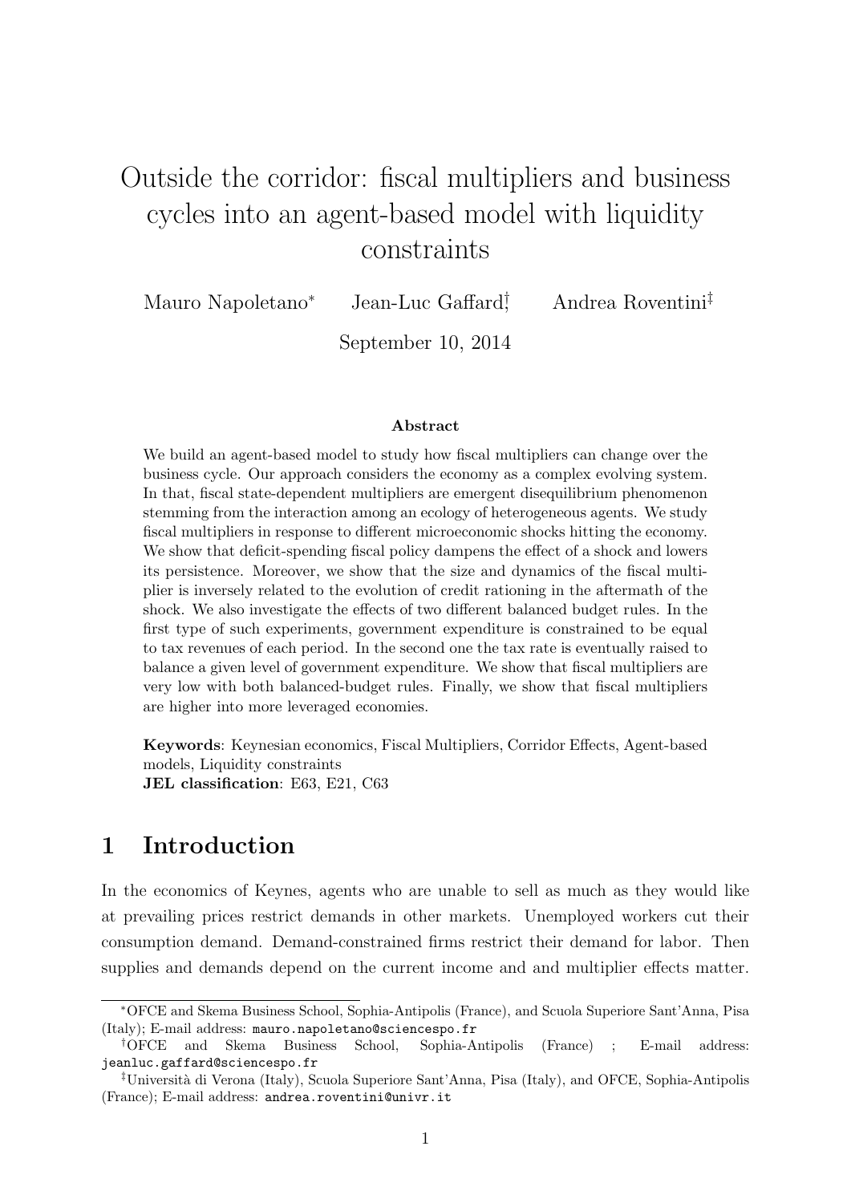# Outside the corridor: fiscal multipliers and business cycles into an agent-based model with liquidity constraints

Mauro Napoletano[*] Jean-Luc Gaffard[†] Andrea Roventini[‡]

September 10, 2014

### Abstract

We build an agent-based model to study how fiscal multipliers can change over the business cycle. Our approach considers the economy as a complex evolving system. In that, fiscal state-dependent multipliers are emergent disequilibrium phenomenon stemming from the interaction among an ecology of heterogeneous agents. We study fiscal multipliers in response to different microeconomic shocks hitting the economy. We show that deficit-spending fiscal policy dampens the effect of a shock and lowers its persistence. Moreover, we show that the size and dynamics of the fiscal multiplier is inversely related to the evolution of credit rationing in the aftermath of the shock. We also investigate the effects of two different balanced budget rules. In the first type of such experiments, government expenditure is constrained to be equal to tax revenues of each period. In the second one the tax rate is eventually raised to balance a given level of government expenditure. We show that fiscal multipliers are very low with both balanced-budget rules. Finally, we show that fiscal multipliers are higher into more leveraged economies.

**Keywords**: Keynesian economics, Fiscal Multipliers, Corridor Effects, Agent-based models, Liquidity constraints

**JEL classification**: E63, E21, C63

## 1 Introduction

In the economics of Keynes, agents who are unable to sell as much as they would like at prevailing prices restrict demands in other markets. Unemployed workers cut their consumption demand. Demand-constrained firms restrict their demand for labor. Then supplies and demands depend on the current income and and multiplier effects matter.

[*] OFCE and Skema Business School, Sophia-Antipolis (France), and Scuola Superiore Sant'Anna, Pisa (Italy); E-mail address: mauro.napoletano@sciencespo.fr

[†] OFCE and Skema Business School, Sophia-Antipolis (France) ; E-mail address: jeanluc.gaffard@sciencespo.fr

[‡] Università di Verona (Italy), Scuola Superiore Sant'Anna, Pisa (Italy), and OFCE, Sophia-Antipolis (France); E-mail address: andrea.roventini@univr.it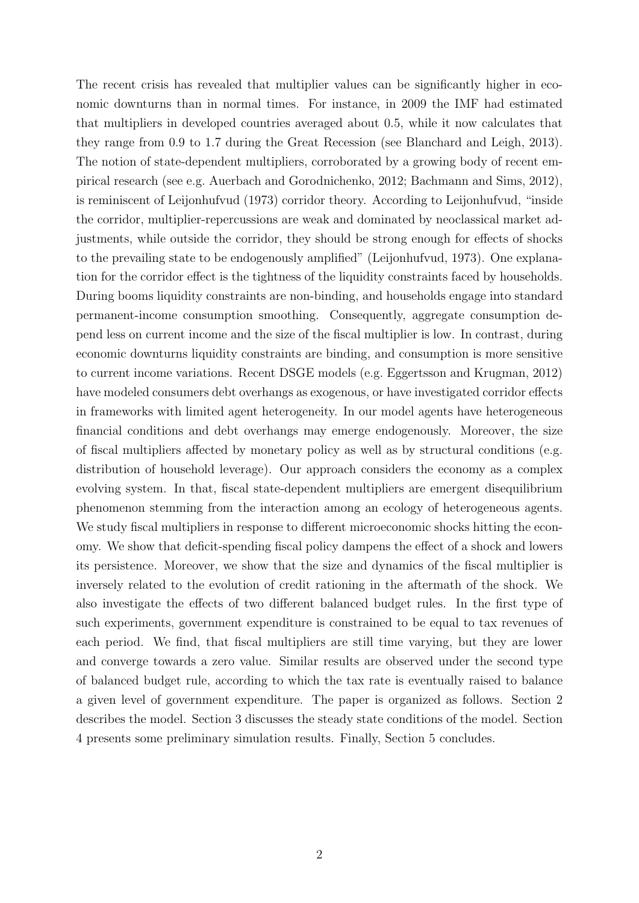The recent crisis has revealed that multiplier values can be significantly higher in economic downturns than in normal times. For instance, in 2009 the IMF had estimated that multipliers in developed countries averaged about 0.5, while it now calculates that they range from 0.9 to 1.7 during the Great Recession (see Blanchard and Leigh, 2013). The notion of state-dependent multipliers, corroborated by a growing body of recent empirical research (see e.g. Auerbach and Gorodnichenko, 2012; Bachmann and Sims, 2012), is reminiscent of Leijonhufvud (1973) corridor theory. According to Leijonhufvud, "inside the corridor, multiplier-repercussions are weak and dominated by neoclassical market adjustments, while outside the corridor, they should be strong enough for effects of shocks to the prevailing state to be endogenously amplified" (Leijonhufvud, 1973). One explanation for the corridor effect is the tightness of the liquidity constraints faced by households. During booms liquidity constraints are non-binding, and households engage into standard permanent-income consumption smoothing. Consequently, aggregate consumption depend less on current income and the size of the fiscal multiplier is low. In contrast, during economic downturns liquidity constraints are binding, and consumption is more sensitive to current income variations. Recent DSGE models (e.g. Eggertsson and Krugman, 2012) have modeled consumers debt overhangs as exogenous, or have investigated corridor effects in frameworks with limited agent heterogeneity. In our model agents have heterogeneous financial conditions and debt overhangs may emerge endogenously. Moreover, the size of fiscal multipliers affected by monetary policy as well as by structural conditions (e.g. distribution of household leverage). Our approach considers the economy as a complex evolving system. In that, fiscal state-dependent multipliers are emergent disequilibrium phenomenon stemming from the interaction among an ecology of heterogeneous agents. We study fiscal multipliers in response to different microeconomic shocks hitting the economy. We show that deficit-spending fiscal policy dampens the effect of a shock and lowers its persistence. Moreover, we show that the size and dynamics of the fiscal multiplier is inversely related to the evolution of credit rationing in the aftermath of the shock. We also investigate the effects of two different balanced budget rules. In the first type of such experiments, government expenditure is constrained to be equal to tax revenues of each period. We find, that fiscal multipliers are still time varying, but they are lower and converge towards a zero value. Similar results are observed under the second type of balanced budget rule, according to which the tax rate is eventually raised to balance a given level of government expenditure. The paper is organized as follows. Section 2 describes the model. Section 3 discusses the steady state conditions of the model. Section 4 presents some preliminary simulation results. Finally, Section 5 concludes.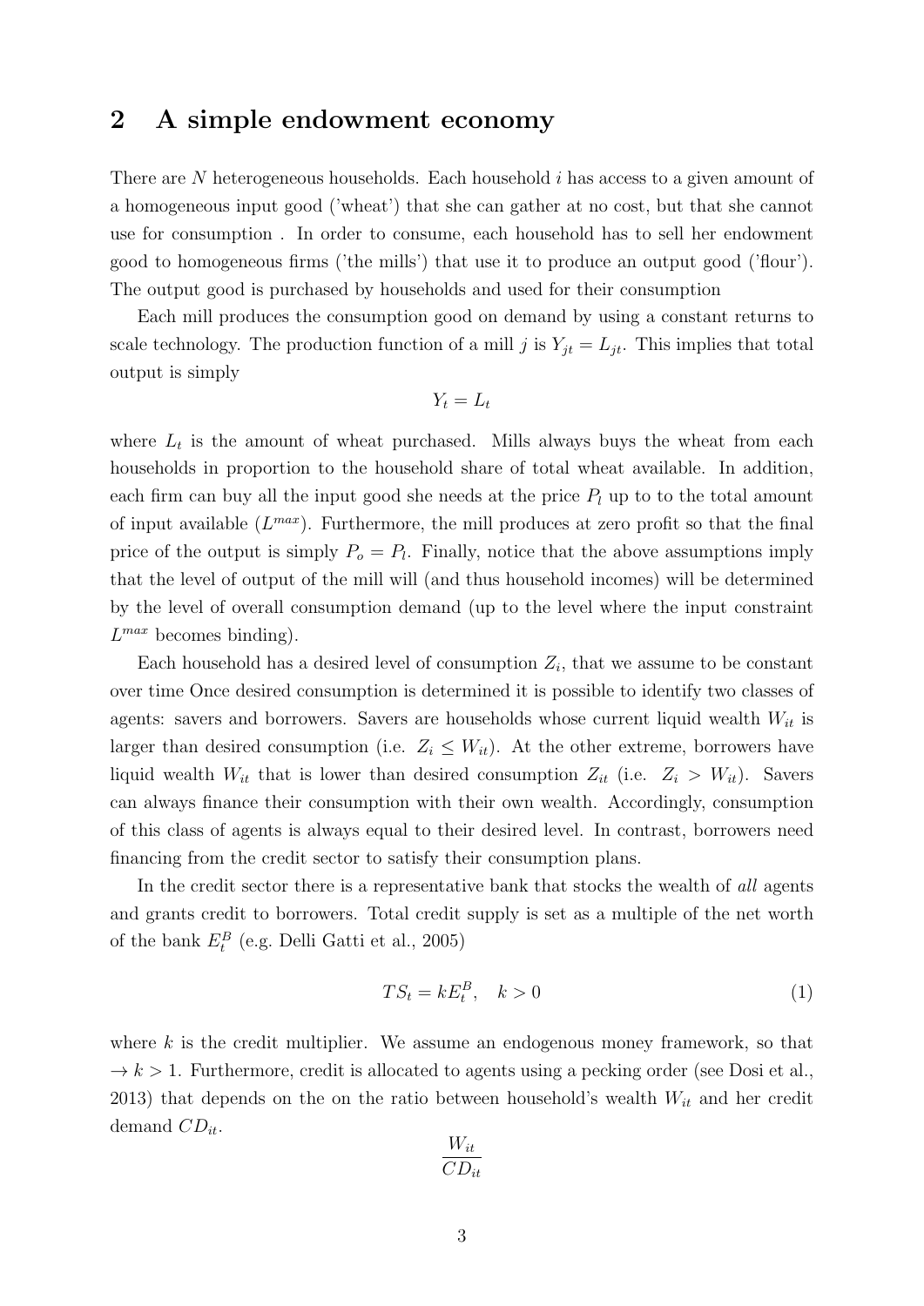## 2 A simple endowment economy

There are $N$ heterogeneous households. Each household $i$ has access to a given amount of a homogeneous input good ('wheat') that she can gather at no cost, but that she cannot use for consumption . In order to consume, each household has to sell her endowment good to homogeneous firms ('the mills') that use it to produce an output good ('flour'). The output good is purchased by households and used for their consumption

Each mill produces the consumption good on demand by using a constant returns to scale technology. The production function of a mill $j$ is $Y_{jt} = L_{jt}$. This implies that total output is simply

$$Y_t = L_t$$

where $L_t$ is the amount of wheat purchased. Mills always buys the wheat from each households in proportion to the household share of total wheat available. In addition, each firm can buy all the input good she needs at the price $P_l$ up to to the total amount of input available ($L^{max}$). Furthermore, the mill produces at zero profit so that the final price of the output is simply $P_o = P_l$. Finally, notice that the above assumptions imply that the level of output of the mill will (and thus household incomes) will be determined by the level of overall consumption demand (up to the level where the input constraint $L^{max}$ becomes binding).

Each household has a desired level of consumption $Z_i$, that we assume to be constant over time Once desired consumption is determined it is possible to identify two classes of agents: savers and borrowers. Savers are households whose current liquid wealth $W_{it}$ is larger than desired consumption (i.e. $Z_i \leq W_{it}$). At the other extreme, borrowers have liquid wealth $W_{it}$ that is lower than desired consumption $Z_{it}$ (i.e. $Z_i > W_{it}$). Savers can always finance their consumption with their own wealth. Accordingly, consumption of this class of agents is always equal to their desired level. In contrast, borrowers need financing from the credit sector to satisfy their consumption plans.

In the credit sector there is a representative bank that stocks the wealth of *all* agents and grants credit to borrowers. Total credit supply is set as a multiple of the net worth of the bank $E_t^B$ (e.g. Delli Gatti et al., 2005)

$$TS_t = kE_t^B, \quad k > 0 \tag{1}$$

where $k$ is the credit multiplier. We assume an endogenous money framework, so that $\rightarrow k > 1$. Furthermore, credit is allocated to agents using a pecking order (see Dosi et al., 2013) that depends on the on the ratio between household's wealth $W_{it}$ and her credit demand $CD_{it}$.

$$\frac{W_{it}}{CD_{it}}$$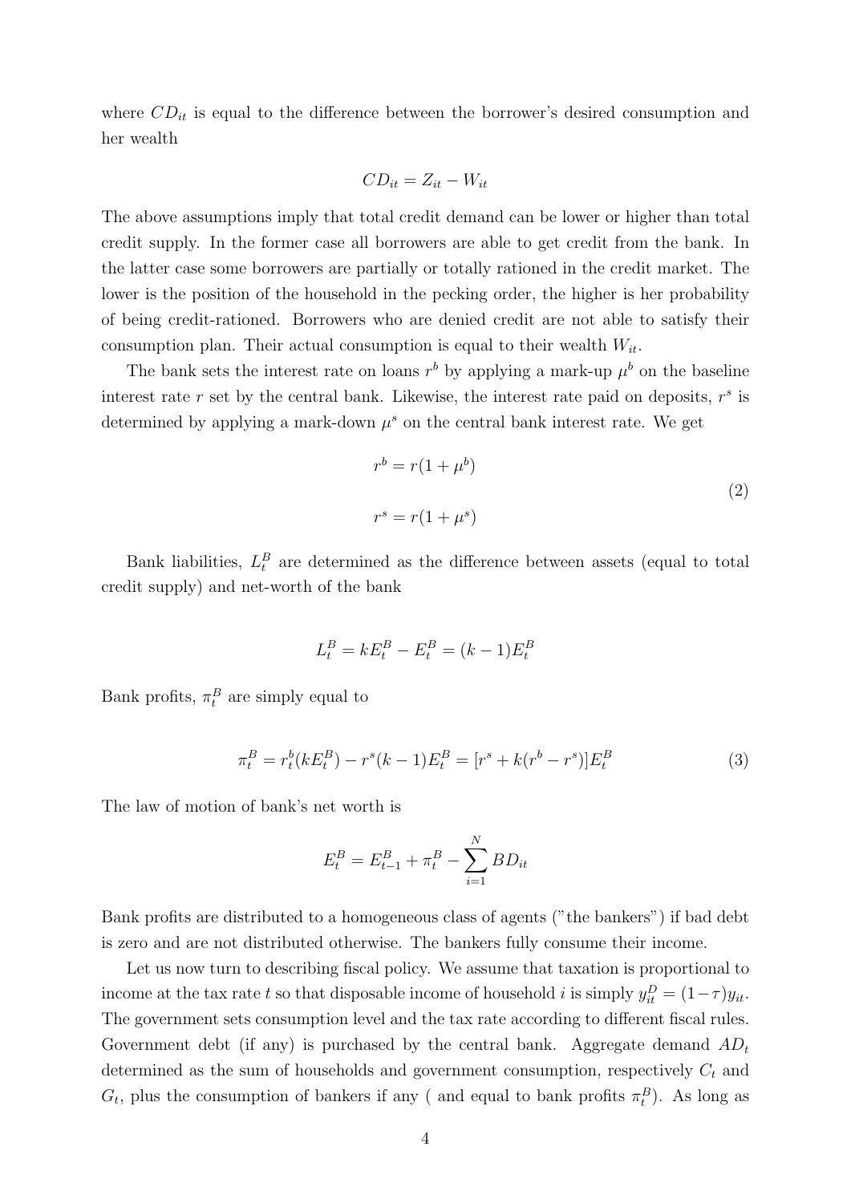where $CD_{it}$ is equal to the difference between the borrower's desired consumption and her wealth

$$CD_{it} = Z_{it} - W_{it}$$

The above assumptions imply that total credit demand can be lower or higher than total credit supply. In the former case all borrowers are able to get credit from the bank. In the latter case some borrowers are partially or totally rationed in the credit market. The lower is the position of the household in the pecking order, the higher is her probability of being credit-rationed. Borrowers who are denied credit are not able to satisfy their consumption plan. Their actual consumption is equal to their wealth $W_{it}$.

The bank sets the interest rate on loans $r^b$ by applying a mark-up $\mu^b$ on the baseline interest rate $r$ set by the central bank. Likewise, the interest rate paid on deposits, $r^s$ is determined by applying a mark-down $\mu^s$ on the central bank interest rate. We get

$$\begin{aligned} r^b &= r(1 + \mu^b) \\ r^s &= r(1 + \mu^s) \end{aligned} \tag{2}$$

Bank liabilities, $L_t^B$ are determined as the difference between assets (equal to total credit supply) and net-worth of the bank

$$L_t^B = kE_t^B - E_t^B = (k-1)E_t^B$$

Bank profits, $\pi_t^B$ are simply equal to

$$\pi_t^B = r_t^b(kE_t^B) - r^s(k-1)E_t^B = [r^s + k(r^b - r^s)]E_t^B \tag{3}$$

The law of motion of bank's net worth is

$$E_t^B = E_{t-1}^B + \pi_t^B - \sum_{i=1}^{N} BD_{it}$$

Bank profits are distributed to a homogeneous class of agents ("the bankers") if bad debt is zero and are not distributed otherwise. The bankers fully consume their income.

Let us now turn to describing fiscal policy. We assume that taxation is proportional to income at the tax rate $t$ so that disposable income of household $i$ is simply $y_{it}^D = (1-\tau)y_{it}$. The government sets consumption level and the tax rate according to different fiscal rules. Government debt (if any) is purchased by the central bank. Aggregate demand $AD_t$ determined as the sum of households and government consumption, respectively $C_t$ and $G_t$, plus the consumption of bankers if any ( and equal to bank profits $\pi_t^B$). As long as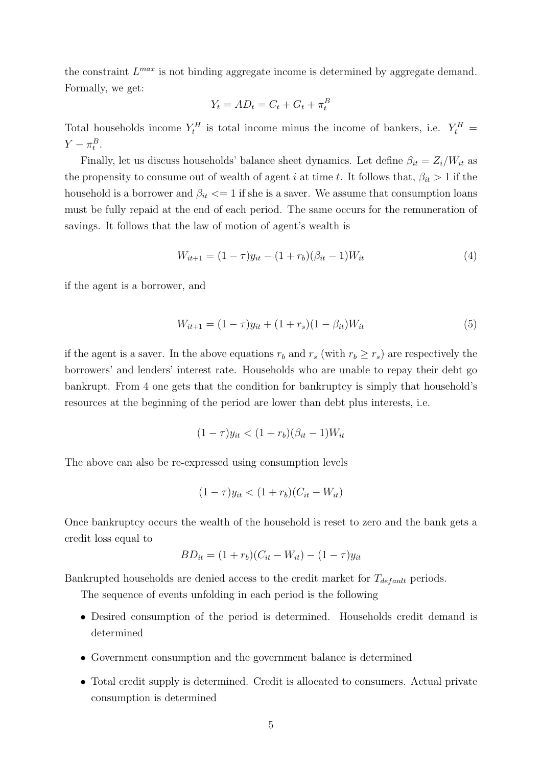the constraint $L^{max}$ is not binding aggregate income is determined by aggregate demand. Formally, we get:

$$Y_t = AD_t = C_t + G_t + \pi_t^B$$

Total households income $Y_t^H$ is total income minus the income of bankers, i.e. $Y_t^H = Y - \pi_t^B$.

Finally, let us discuss households' balance sheet dynamics. Let define $\beta_{it} = Z_i/W_{it}$ as the propensity to consume out of wealth of agent $i$ at time $t$. It follows that, $\beta_{it} > 1$ if the household is a borrower and $\beta_{it} <= 1$ if she is a saver. We assume that consumption loans must be fully repaid at the end of each period. The same occurs for the remuneration of savings. It follows that the law of motion of agent's wealth is

$$W_{it+1} = (1-\tau)y_{it} - (1+r_b)(\beta_{it} - 1)W_{it} \tag{4}$$

if the agent is a borrower, and

$$W_{it+1} = (1-\tau)y_{it} + (1+r_s)(1 - \beta_{it})W_{it} \tag{5}$$

if the agent is a saver. In the above equations $r_b$ and $r_s$ (with $r_b \geq r_s$) are respectively the borrowers' and lenders' interest rate. Households who are unable to repay their debt go bankrupt. From 4 one gets that the condition for bankruptcy is simply that household's resources at the beginning of the period are lower than debt plus interests, i.e.

$$(1-\tau)y_{it} < (1+r_b)(\beta_{it} - 1)W_{it}$$

The above can also be re-expressed using consumption levels

$$(1-\tau)y_{it} < (1+r_b)(C_{it} - W_{it})$$

Once bankruptcy occurs the wealth of the household is reset to zero and the bank gets a credit loss equal to

$$BD_{it} = (1+r_b)(C_{it} - W_{it}) - (1-\tau)y_{it}$$

Bankrupted households are denied access to the credit market for $T_{default}$ periods.

The sequence of events unfolding in each period is the following

- Desired consumption of the period is determined. Households credit demand is determined
- Government consumption and the government balance is determined
- Total credit supply is determined. Credit is allocated to consumers. Actual private consumption is determined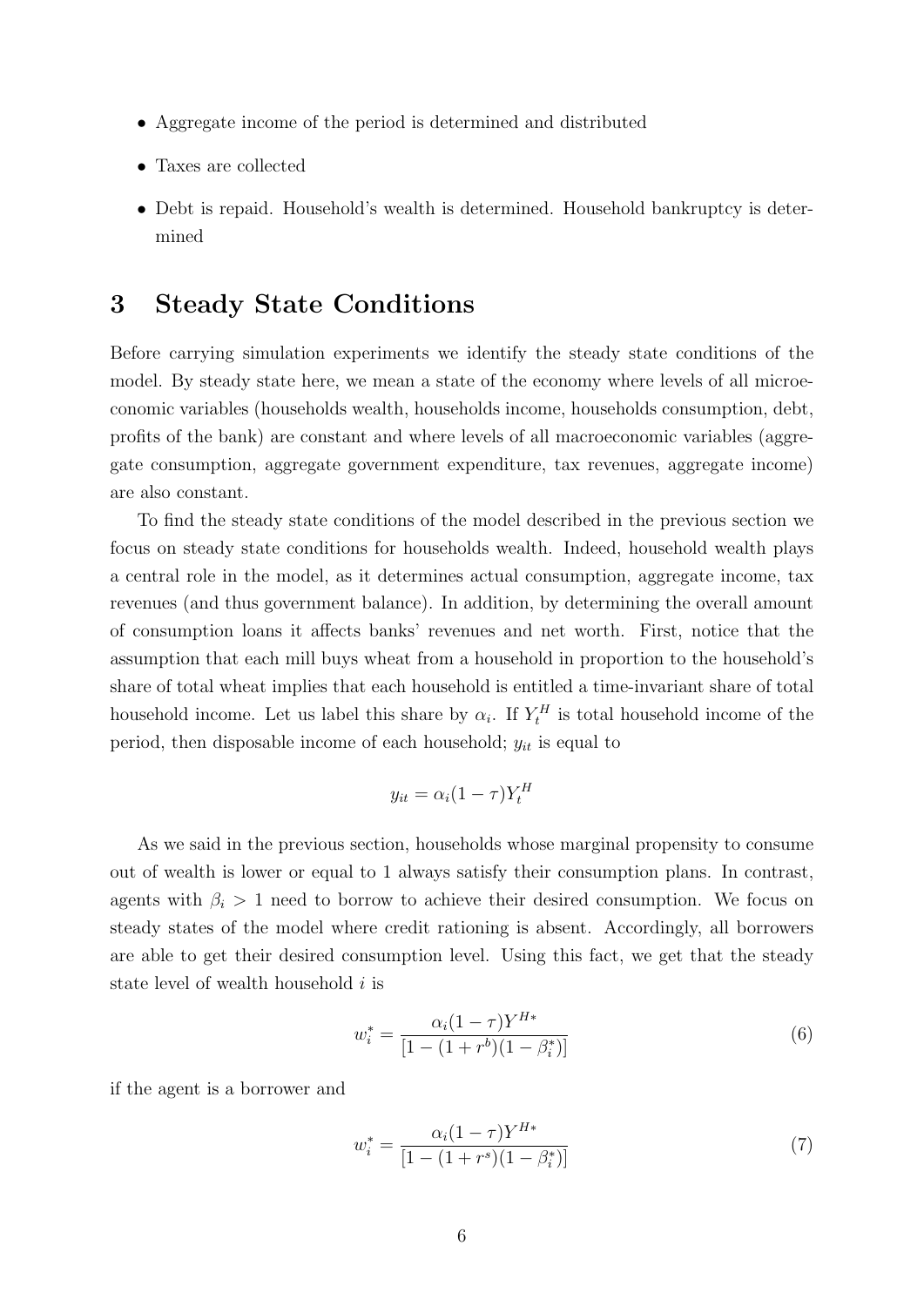- Aggregate income of the period is determined and distributed
- Taxes are collected
- Debt is repaid. Household's wealth is determined. Household bankruptcy is determined

# 3 Steady State Conditions

Before carrying simulation experiments we identify the steady state conditions of the model. By steady state here, we mean a state of the economy where levels of all microeconomic variables (households wealth, households income, households consumption, debt, profits of the bank) are constant and where levels of all macroeconomic variables (aggregate consumption, aggregate government expenditure, tax revenues, aggregate income) are also constant.

To find the steady state conditions of the model described in the previous section we focus on steady state conditions for households wealth. Indeed, household wealth plays a central role in the model, as it determines actual consumption, aggregate income, tax revenues (and thus government balance). In addition, by determining the overall amount of consumption loans it affects banks' revenues and net worth. First, notice that the assumption that each mill buys wheat from a household in proportion to the household's share of total wheat implies that each household is entitled a time-invariant share of total household income. Let us label this share by $\alpha_i$. If $Y_t^H$ is total household income of the period, then disposable income of each household; $y_{it}$ is equal to

$$y_{it} = \alpha_i(1-\tau)Y_t^H$$

As we said in the previous section, households whose marginal propensity to consume out of wealth is lower or equal to 1 always satisfy their consumption plans. In contrast, agents with $\beta_i > 1$ need to borrow to achieve their desired consumption. We focus on steady states of the model where credit rationing is absent. Accordingly, all borrowers are able to get their desired consumption level. Using this fact, we get that the steady state level of wealth household $i$ is

$$w_i^* = \frac{\alpha_i(1-\tau)Y^{H*}}{[1-(1+r^b)(1-\beta_i^*)]} \tag{6}$$

if the agent is a borrower and

$$w_i^* = \frac{\alpha_i(1-\tau)Y^{H*}}{[1-(1+r^s)(1-\beta_i^*)]} \tag{7}$$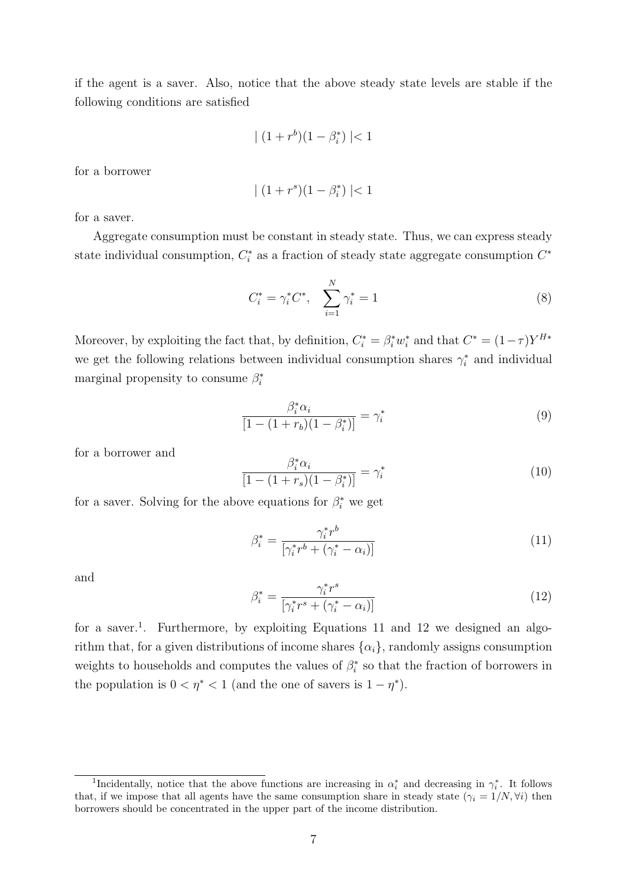if the agent is a saver. Also, notice that the above steady state levels are stable if the following conditions are satisfied

$$| (1 + r^b)(1 - \beta_i^*) | < 1$$

for a borrower

$$| (1 + r^s)(1 - \beta_i^*) | < 1$$

for a saver.

Aggregate consumption must be constant in steady state. Thus, we can express steady state individual consumption, $C_i^*$ as a fraction of steady state aggregate consumption $C^*$

$$C_i^* = \gamma_i^* C^*, \quad \sum_{i=1}^{N} \gamma_i^* = 1 \tag{8}$$

Moreover, by exploiting the fact that, by definition, $C_i^* = \beta_i^* w_i^*$ and that $C^* = (1-\tau)Y^{H*}$ we get the following relations between individual consumption shares $\gamma_i^*$ and individual marginal propensity to consume $\beta_i^*$

$$\frac{\beta_i^* \alpha_i}{[1 - (1 + r_b)(1 - \beta_i^*)]} = \gamma_i^* \tag{9}$$

for a borrower and

$$\frac{\beta_i^* \alpha_i}{[1 - (1 + r_s)(1 - \beta_i^*)]} = \gamma_i^* \tag{10}$$

for a saver. Solving for the above equations for $\beta_i^*$ we get

$$\beta_i^* = \frac{\gamma_i^* r^b}{[\gamma_i^* r^b + (\gamma_i^* - \alpha_i)]} \tag{11}$$

and

$$\beta_i^* = \frac{\gamma_i^* r^s}{[\gamma_i^* r^s + (\gamma_i^* - \alpha_i)]} \tag{12}$$

for a saver.[1]. Furthermore, by exploiting Equations 11 and 12 we designed an algorithm that, for a given distributions of income shares $\{\alpha_i\}$, randomly assigns consumption weights to households and computes the values of $\beta_i^*$ so that the fraction of borrowers in the population is $0 < \eta^* < 1$ (and the one of savers is $1 - \eta^*$).

[1] Incidentally, notice that the above functions are increasing in $\alpha_i^*$ and decreasing in $\gamma_i^*$. It follows that, if we impose that all agents have the same consumption share in steady state ($\gamma_i = 1/N, \forall i$) then borrowers should be concentrated in the upper part of the income distribution.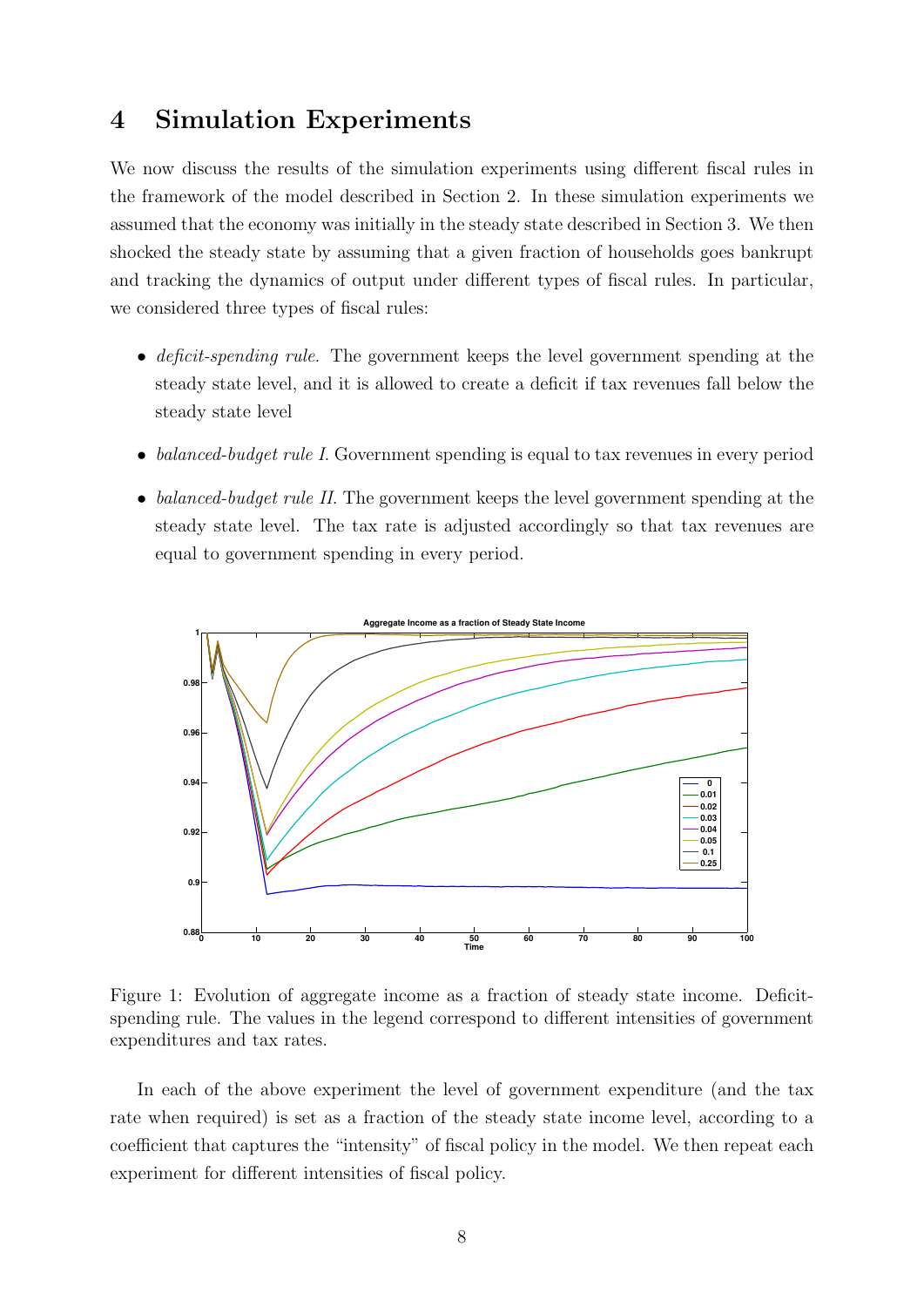# 4 Simulation Experiments

We now discuss the results of the simulation experiments using different fiscal rules in the framework of the model described in Section 2. In these simulation experiments we assumed that the economy was initially in the steady state described in Section 3. We then shocked the steady state by assuming that a given fraction of households goes bankrupt and tracking the dynamics of output under different types of fiscal rules. In particular, we considered three types of fiscal rules:

- *deficit-spending rule*. The government keeps the level government spending at the steady state level, and it is allowed to create a deficit if tax revenues fall below the steady state level
- *balanced-budget rule I*. Government spending is equal to tax revenues in every period
- *balanced-budget rule II*. The government keeps the level government spending at the steady state level. The tax rate is adjusted accordingly so that tax revenues are equal to government spending in every period.

Figure 1: Evolution of aggregate income as a fraction of steady state income. Deficit-spending rule. The values in the legend correspond to different intensities of government expenditures and tax rates.

In each of the above experiment the level of government expenditure (and the tax rate when required) is set as a fraction of the steady state income level, according to a coefficient that captures the "intensity" of fiscal policy in the model. We then repeat each experiment for different intensities of fiscal policy.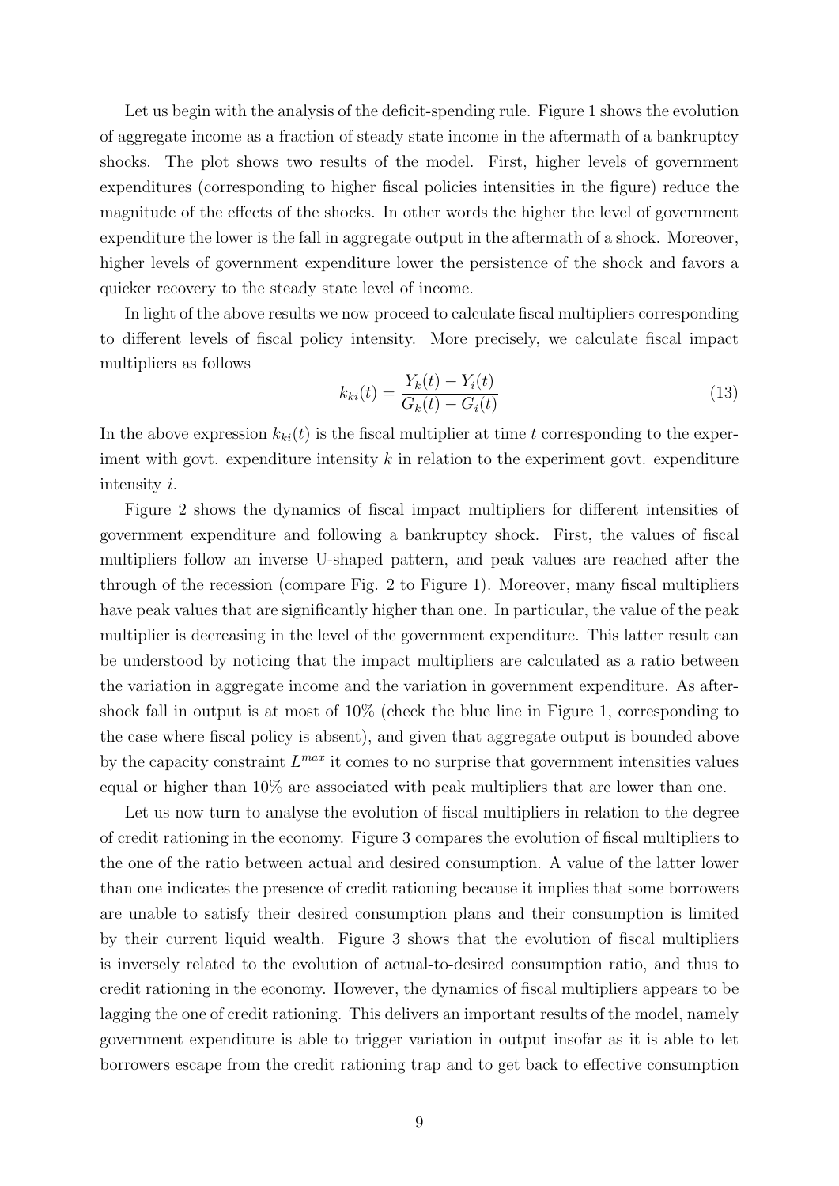Let us begin with the analysis of the deficit-spending rule. Figure 1 shows the evolution of aggregate income as a fraction of steady state income in the aftermath of a bankruptcy shocks. The plot shows two results of the model. First, higher levels of government expenditures (corresponding to higher fiscal policies intensities in the figure) reduce the magnitude of the effects of the shocks. In other words the higher the level of government expenditure the lower is the fall in aggregate output in the aftermath of a shock. Moreover, higher levels of government expenditure lower the persistence of the shock and favors a quicker recovery to the steady state level of income.

In light of the above results we now proceed to calculate fiscal multipliers corresponding to different levels of fiscal policy intensity. More precisely, we calculate fiscal impact multipliers as follows

$$k_{ki}(t) = \frac{Y_k(t) - Y_i(t)}{G_k(t) - G_i(t)} \tag{13}$$

In the above expression $k_{ki}(t)$ is the fiscal multiplier at time $t$ corresponding to the experiment with govt. expenditure intensity $k$ in relation to the experiment govt. expenditure intensity $i$.

Figure 2 shows the dynamics of fiscal impact multipliers for different intensities of government expenditure and following a bankruptcy shock. First, the values of fiscal multipliers follow an inverse U-shaped pattern, and peak values are reached after the through of the recession (compare Fig. 2 to Figure 1). Moreover, many fiscal multipliers have peak values that are significantly higher than one. In particular, the value of the peak multiplier is decreasing in the level of the government expenditure. This latter result can be understood by noticing that the impact multipliers are calculated as a ratio between the variation in aggregate income and the variation in government expenditure. As after-shock fall in output is at most of 10% (check the blue line in Figure 1, corresponding to the case where fiscal policy is absent), and given that aggregate output is bounded above by the capacity constraint $L^{max}$ it comes to no surprise that government intensities values equal or higher than 10% are associated with peak multipliers that are lower than one.

Let us now turn to analyse the evolution of fiscal multipliers in relation to the degree of credit rationing in the economy. Figure 3 compares the evolution of fiscal multipliers to the one of the ratio between actual and desired consumption. A value of the latter lower than one indicates the presence of credit rationing because it implies that some borrowers are unable to satisfy their desired consumption plans and their consumption is limited by their current liquid wealth. Figure 3 shows that the evolution of fiscal multipliers is inversely related to the evolution of actual-to-desired consumption ratio, and thus to credit rationing in the economy. However, the dynamics of fiscal multipliers appears to be lagging the one of credit rationing. This delivers an important results of the model, namely government expenditure is able to trigger variation in output insofar as it is able to let borrowers escape from the credit rationing trap and to get back to effective consumption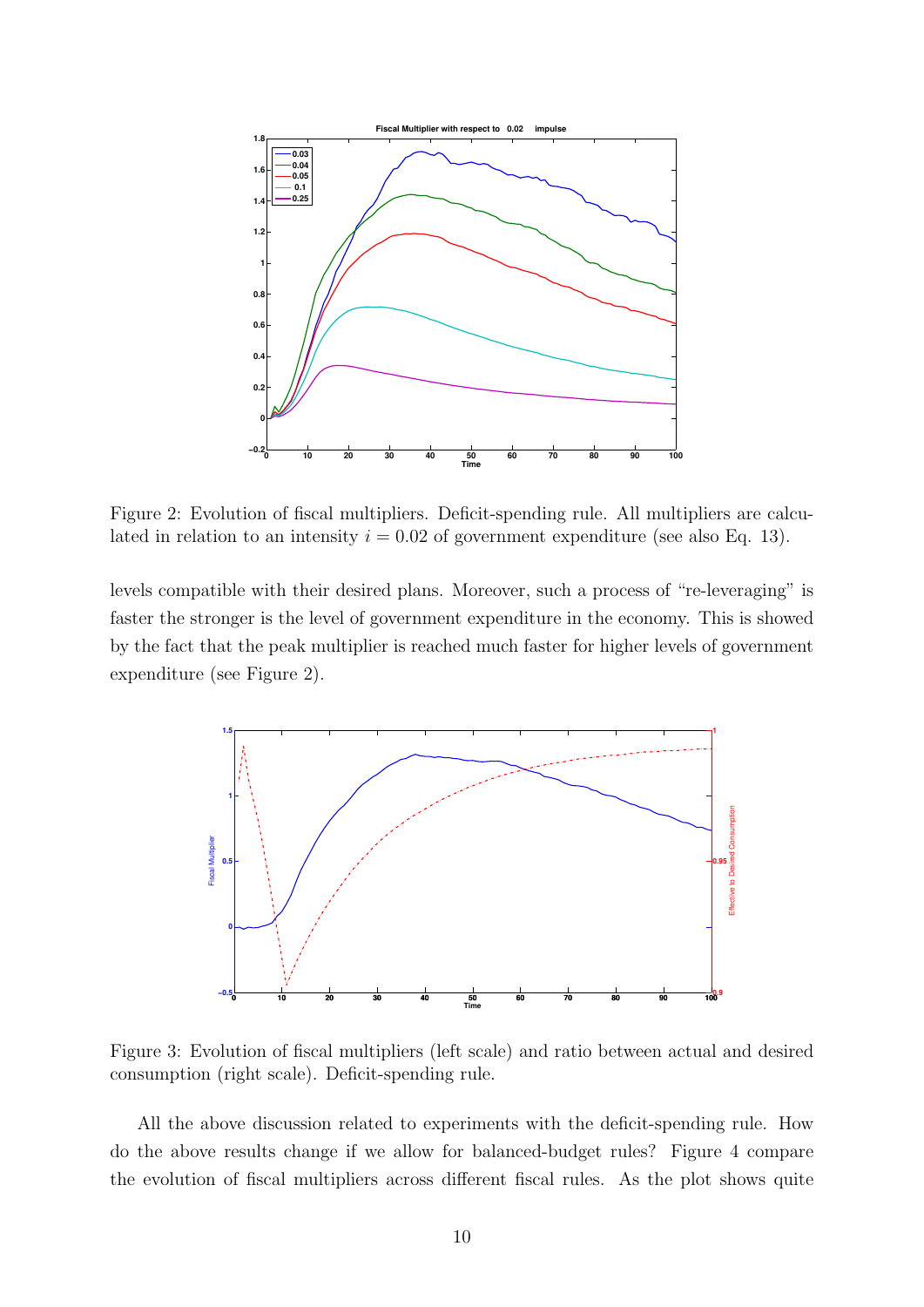Figure 2: Evolution of fiscal multipliers. Deficit-spending rule. All multipliers are calculated in relation to an intensity $i = 0.02$ of government expenditure (see also Eq. 13).

levels compatible with their desired plans. Moreover, such a process of "re-leveraging" is faster the stronger is the level of government expenditure in the economy. This is showed by the fact that the peak multiplier is reached much faster for higher levels of government expenditure (see Figure 2).

Figure 3: Evolution of fiscal multipliers (left scale) and ratio between actual and desired consumption (right scale). Deficit-spending rule.

All the above discussion related to experiments with the deficit-spending rule. How do the above results change if we allow for balanced-budget rules? Figure 4 compare the evolution of fiscal multipliers across different fiscal rules. As the plot shows quite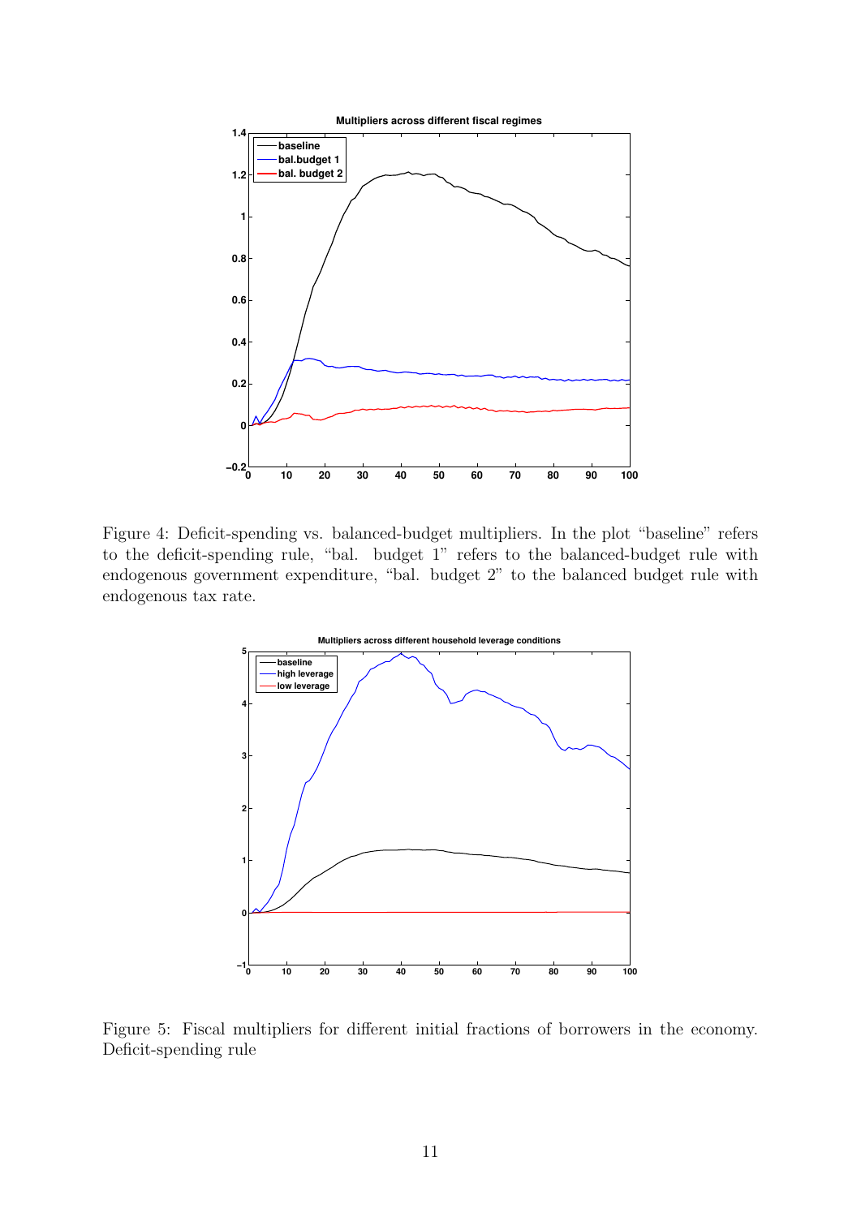Figure 4: Deficit-spending vs. balanced-budget multipliers. In the plot "baseline" refers to the deficit-spending rule, "bal. budget 1" refers to the balanced-budget rule with endogenous government expenditure, "bal. budget 2" to the balanced budget rule with endogenous tax rate.

Figure 5: Fiscal multipliers for different initial fractions of borrowers in the economy. Deficit-spending rule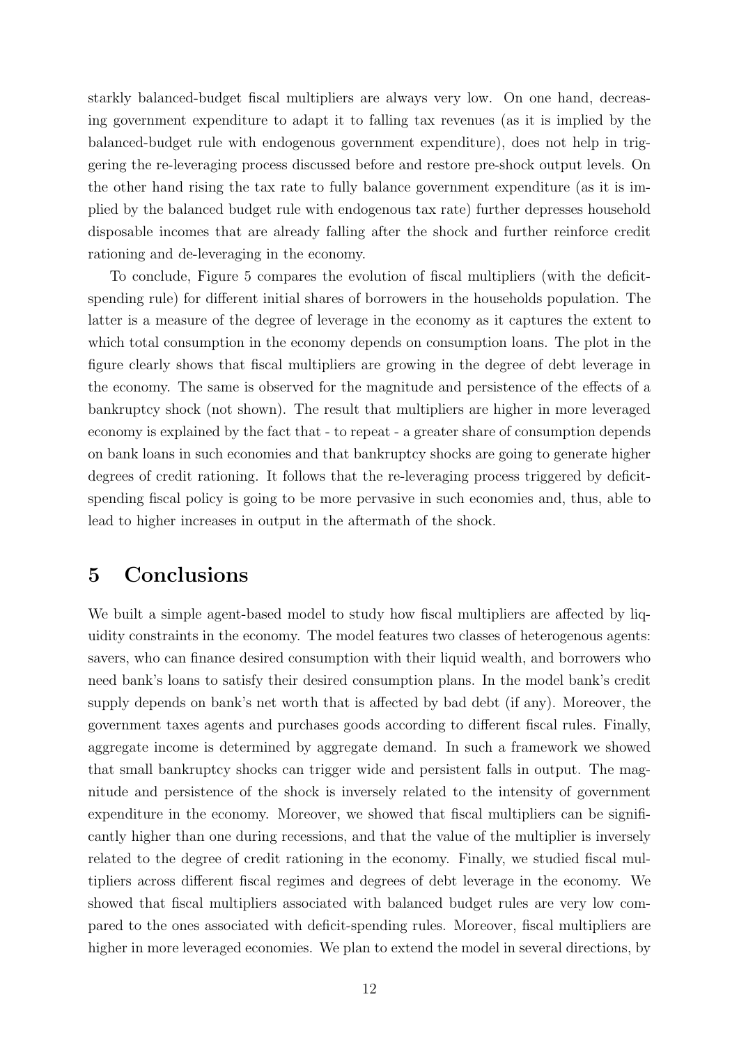starkly balanced-budget fiscal multipliers are always very low. On one hand, decreasing government expenditure to adapt it to falling tax revenues (as it is implied by the balanced-budget rule with endogenous government expenditure), does not help in triggering the re-leveraging process discussed before and restore pre-shock output levels. On the other hand rising the tax rate to fully balance government expenditure (as it is implied by the balanced budget rule with endogenous tax rate) further depresses household disposable incomes that are already falling after the shock and further reinforce credit rationing and de-leveraging in the economy.

To conclude, Figure 5 compares the evolution of fiscal multipliers (with the deficit-spending rule) for different initial shares of borrowers in the households population. The latter is a measure of the degree of leverage in the economy as it captures the extent to which total consumption in the economy depends on consumption loans. The plot in the figure clearly shows that fiscal multipliers are growing in the degree of debt leverage in the economy. The same is observed for the magnitude and persistence of the effects of a bankruptcy shock (not shown). The result that multipliers are higher in more leveraged economy is explained by the fact that - to repeat - a greater share of consumption depends on bank loans in such economies and that bankruptcy shocks are going to generate higher degrees of credit rationing. It follows that the re-leveraging process triggered by deficit-spending fiscal policy is going to be more pervasive in such economies and, thus, able to lead to higher increases in output in the aftermath of the shock.

# 5 Conclusions

We built a simple agent-based model to study how fiscal multipliers are affected by liquidity constraints in the economy. The model features two classes of heterogenous agents: savers, who can finance desired consumption with their liquid wealth, and borrowers who need bank's loans to satisfy their desired consumption plans. In the model bank's credit supply depends on bank's net worth that is affected by bad debt (if any). Moreover, the government taxes agents and purchases goods according to different fiscal rules. Finally, aggregate income is determined by aggregate demand. In such a framework we showed that small bankruptcy shocks can trigger wide and persistent falls in output. The magnitude and persistence of the shock is inversely related to the intensity of government expenditure in the economy. Moreover, we showed that fiscal multipliers can be significantly higher than one during recessions, and that the value of the multiplier is inversely related to the degree of credit rationing in the economy. Finally, we studied fiscal multipliers across different fiscal regimes and degrees of debt leverage in the economy. We showed that fiscal multipliers associated with balanced budget rules are very low compared to the ones associated with deficit-spending rules. Moreover, fiscal multipliers are higher in more leveraged economies. We plan to extend the model in several directions, by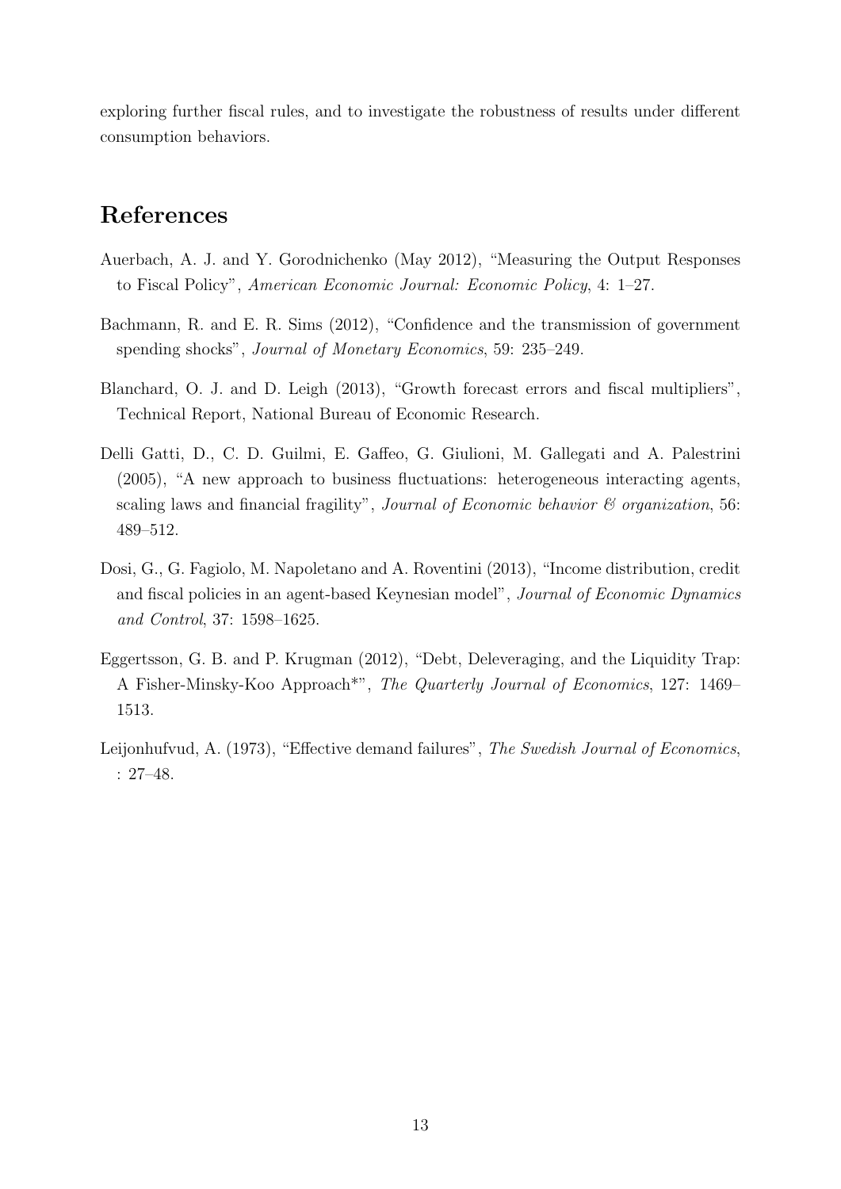exploring further fiscal rules, and to investigate the robustness of results under different consumption behaviors.

## References

Auerbach, A. J. and Y. Gorodnichenko (May 2012), "Measuring the Output Responses to Fiscal Policy", *American Economic Journal: Economic Policy*, 4: 1–27.

Bachmann, R. and E. R. Sims (2012), "Confidence and the transmission of government spending shocks", *Journal of Monetary Economics*, 59: 235–249.

Blanchard, O. J. and D. Leigh (2013), "Growth forecast errors and fiscal multipliers", Technical Report, National Bureau of Economic Research.

Delli Gatti, D., C. D. Guilmi, E. Gaffeo, G. Giulioni, M. Gallegati and A. Palestrini (2005), "A new approach to business fluctuations: heterogeneous interacting agents, scaling laws and financial fragility", *Journal of Economic behavior & organization*, 56: 489–512.

Dosi, G., G. Fagiolo, M. Napoletano and A. Roventini (2013), "Income distribution, credit and fiscal policies in an agent-based Keynesian model", *Journal of Economic Dynamics and Control*, 37: 1598–1625.

Eggertsson, G. B. and P. Krugman (2012), "Debt, Deleveraging, and the Liquidity Trap: A Fisher-Minsky-Koo Approach*", *The Quarterly Journal of Economics*, 127: 1469–1513.

Leijonhufvud, A. (1973), "Effective demand failures", *The Swedish Journal of Economics*, : 27–48.